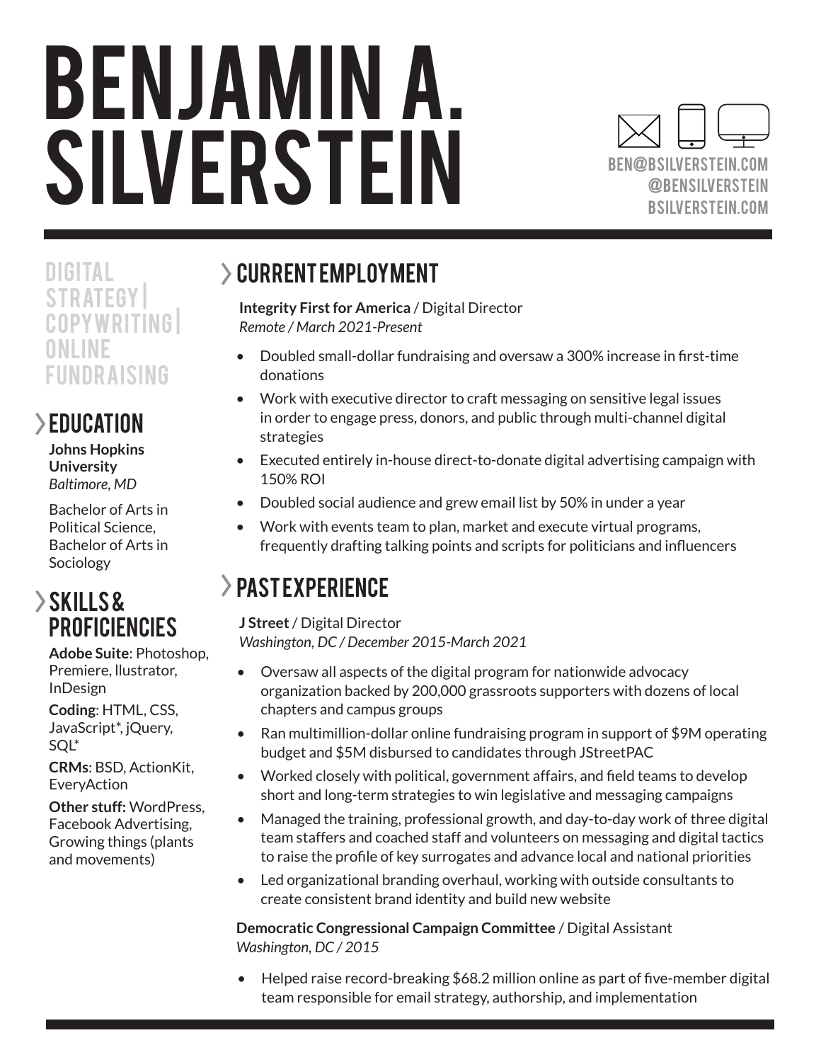# BENJAMIN A. SILVERSTEIN

BEN@BSILVERSTEIN.COM
@BENSILVERSTEIN
BSILVERSTEIN.COM

DIGITAL STRATEGY | COPYWRITING | ONLINE FUNDRAISING

## EDUCATION

**Johns Hopkins University**
*Baltimore, MD*

Bachelor of Arts in Political Science, Bachelor of Arts in Sociology

## SKILLS & PROFICIENCIES

**Adobe Suite**: Photoshop, Premiere, llustrator, InDesign

**Coding**: HTML, CSS, JavaScript*, jQuery, SQL*

**CRMs**: BSD, ActionKit, EveryAction

**Other stuff:** WordPress, Facebook Advertising, Growing things (plants and movements)

## CURRENT EMPLOYMENT

**Integrity First for America** / Digital Director
*Remote / March 2021-Present*

- Doubled small-dollar fundraising and oversaw a 300% increase in first-time donations
- Work with executive director to craft messaging on sensitive legal issues in order to engage press, donors, and public through multi-channel digital strategies
- Executed entirely in-house direct-to-donate digital advertising campaign with 150% ROI
- Doubled social audience and grew email list by 50% in under a year
- Work with events team to plan, market and execute virtual programs, frequently drafting talking points and scripts for politicians and influencers

## PAST EXPERIENCE

**J Street** / Digital Director
*Washington, DC / December 2015-March 2021*

- Oversaw all aspects of the digital program for nationwide advocacy organization backed by 200,000 grassroots supporters with dozens of local chapters and campus groups
- Ran multimillion-dollar online fundraising program in support of $9M operating budget and $5M disbursed to candidates through JStreetPAC
- Worked closely with political, government affairs, and field teams to develop short and long-term strategies to win legislative and messaging campaigns
- Managed the training, professional growth, and day-to-day work of three digital team staffers and coached staff and volunteers on messaging and digital tactics to raise the profile of key surrogates and advance local and national priorities
- Led organizational branding overhaul, working with outside consultants to create consistent brand identity and build new website

**Democratic Congressional Campaign Committee** / Digital Assistant
*Washington, DC / 2015*

- Helped raise record-breaking $68.2 million online as part of five-member digital team responsible for email strategy, authorship, and implementation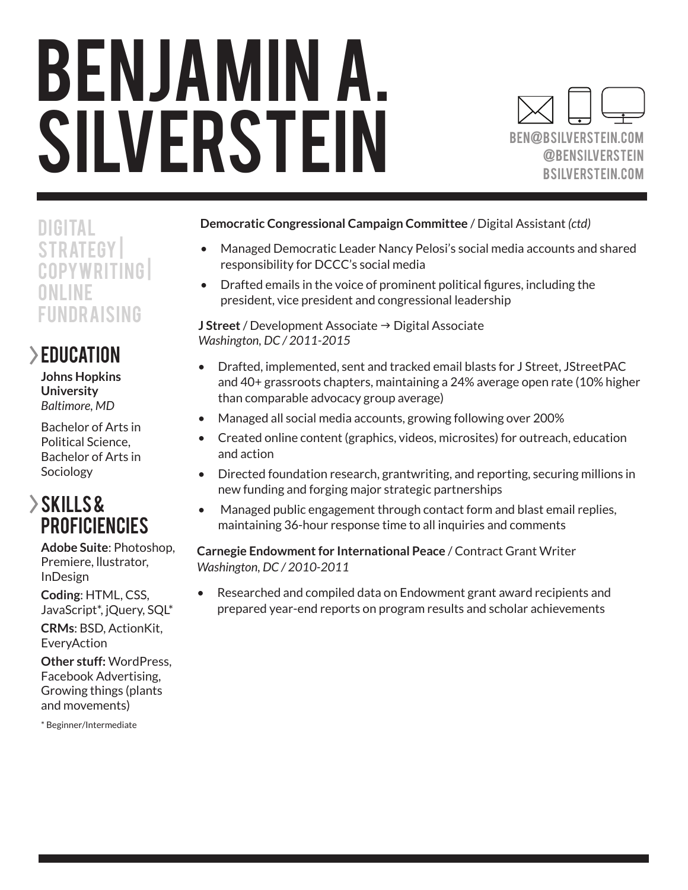# BENJAMIN A. SILVERSTEIN

BEN@BSILVERSTEIN.COM
@BENSILVERSTEIN
BSILVERSTEIN.COM

DIGITAL STRATEGY | COPYWRITING | ONLINE FUNDRAISING

## EDUCATION

**Johns Hopkins University**
*Baltimore, MD*

Bachelor of Arts in Political Science, Bachelor of Arts in Sociology

## SKILLS & PROFICIENCIES

**Adobe Suite**: Photoshop, Premiere, Ilustrator, InDesign

**Coding**: HTML, CSS, JavaScript*, jQuery, SQL*

**CRMs**: BSD, ActionKit, EveryAction

**Other stuff:** WordPress, Facebook Advertising, Growing things (plants and movements)

\* Beginner/Intermediate

**Democratic Congressional Campaign Committee** / Digital Assistant *(ctd)*

- Managed Democratic Leader Nancy Pelosi's social media accounts and shared responsibility for DCCC's social media
- Drafted emails in the voice of prominent political figures, including the president, vice president and congressional leadership

**J Street** / Development Associate → Digital Associate
*Washington, DC / 2011-2015*

- Drafted, implemented, sent and tracked email blasts for J Street, JStreetPAC and 40+ grassroots chapters, maintaining a 24% average open rate (10% higher than comparable advocacy group average)
- Managed all social media accounts, growing following over 200%
- Created online content (graphics, videos, microsites) for outreach, education and action
- Directed foundation research, grantwriting, and reporting, securing millions in new funding and forging major strategic partnerships
- Managed public engagement through contact form and blast email replies, maintaining 36-hour response time to all inquiries and comments

**Carnegie Endowment for International Peace** / Contract Grant Writer
*Washington, DC / 2010-2011*

- Researched and compiled data on Endowment grant award recipients and prepared year-end reports on program results and scholar achievements